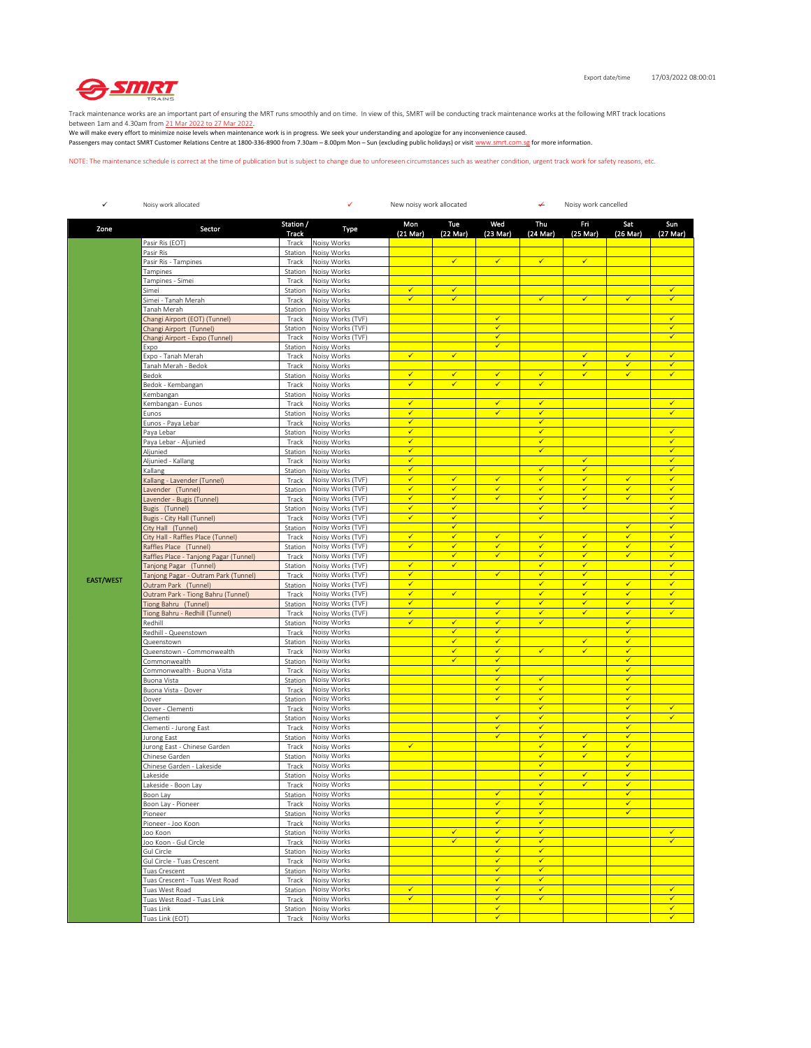Export date/time 17/03/2022 08:00:01

Track maintenance works are an important part of ensuring the MRT runs smoothly and on time. In view of this, SMRT will be conducting track maintenance works at the following MRT track locations between 1am and 4.30am from 21 Mar 2022 to 27 Mar 2022.
We will make every effort to minimize noise levels when maintenance work is in progress. We seek your understanding and apologize for any inconvenience caused.
Passengers may contact SMRT Customer Relations Centre at 1800-336-8900 from 7.30am – 8.00pm Mon – Sun (excluding public holidays) or visit www.smrt.com.sg for more information.

NOTE: The maintenance schedule is correct at the time of publication but is subject to change due to unforeseen circumstances such as weather condition, urgent track work for safety reasons, etc.

✓ Noisy work allocated ✓ New noisy work allocated ✓ Noisy work cancelled

| Zone | Sector | Station / Track | Type | Mon (21 Mar) | Tue (22 Mar) | Wed (23 Mar) | Thu (24 Mar) | Fri (25 Mar) | Sat (26 Mar) | Sun (27 Mar) |
|---|---|---|---|---|---|---|---|---|---|---|
| EAST/WEST | Pasir Ris (EOT) | Track | Noisy Works | | | | | | | |
| | Pasir Ris | Station | Noisy Works | | | | | | | |
| | Pasir Ris - Tampines | Track | Noisy Works | | ✓ | ✓ | ✓ | ✓ | | |
| | Tampines | Station | Noisy Works | | | | | | | |
| | Tampines - Simei | Track | Noisy Works | | | | | | | |
| | Simei | Station | Noisy Works | ✓ | ✓ | | | | | ✓ |
| | Simei - Tanah Merah | Track | Noisy Works | ✓ | ✓ | | ✓ | ✓ | ✓ | ✓ |
| | Tanah Merah | Station | Noisy Works | | | | | | | |
| | Changi Airport (EOT) (Tunnel) | Track | Noisy Works (TVF) | | | ✓ | | | | ✓ |
| | Changi Airport (Tunnel) | Station | Noisy Works (TVF) | | | ✓ | | | | ✓ |
| | Changi Airport - Expo (Tunnel) | Track | Noisy Works (TVF) | | | ✓ | | | | ✓ |
| | Expo | Station | Noisy Works | | | ✓ | | | | |
| | Expo - Tanah Merah | Track | Noisy Works | ✓ | ✓ | | | ✓ | ✓ | ✓ |
| | Tanah Merah - Bedok | Track | Noisy Works | | | | | ✓ | ✓ | ✓ |
| | Bedok | Station | Noisy Works | ✓ | ✓ | ✓ | ✓ | ✓ | ✓ | ✓ |
| | Bedok - Kembangan | Track | Noisy Works | ✓ | ✓ | ✓ | ✓ | | | |
| | Kembangan | Station | Noisy Works | | | | | | | |
| | Kembangan - Eunos | Track | Noisy Works | ✓ | | ✓ | ✓ | | | ✓ |
| | Eunos | Station | Noisy Works | ✓ | | ✓ | ✓ | | | ✓ |
| | Eunos - Paya Lebar | Track | Noisy Works | ✓ | | | ✓ | | | |
| | Paya Lebar | Station | Noisy Works | ✓ | | | ✓ | | | ✓ |
| | Paya Lebar - Aljunied | Track | Noisy Works | ✓ | | | ✓ | | | ✓ |
| | Aljunied | Station | Noisy Works | ✓ | | | ✓ | | | ✓ |
| | Aljunied - Kallang | Track | Noisy Works | ✓ | | | | ✓ | | ✓ |
| | Kallang | Station | Noisy Works | ✓ | | | ✓ | ✓ | | ✓ |
| | Kallang - Lavender (Tunnel) | Track | Noisy Works (TVF) | ✓ | ✓ | ✓ | ✓ | ✓ | ✓ | ✓ |
| | Lavender (Tunnel) | Station | Noisy Works (TVF) | ✓ | ✓ | ✓ | ✓ | ✓ | ✓ | ✓ |
| | Lavender - Bugis (Tunnel) | Track | Noisy Works (TVF) | ✓ | ✓ | ✓ | ✓ | ✓ | ✓ | ✓ |
| | Bugis (Tunnel) | Station | Noisy Works (TVF) | ✓ | ✓ | | ✓ | ✓ | | ✓ |
| | Bugis - City Hall (Tunnel) | Track | Noisy Works (TVF) | ✓ | ✓ | | ✓ | | | ✓ |
| | City Hall (Tunnel) | Station | Noisy Works (TVF) | | ✓ | | | | ✓ | ✓ |
| | City Hall - Raffles Place (Tunnel) | Track | Noisy Works (TVF) | ✓ | ✓ | ✓ | ✓ | ✓ | ✓ | ✓ |
| | Raffles Place (Tunnel) | Station | Noisy Works (TVF) | ✓ | ✓ | ✓ | ✓ | ✓ | ✓ | ✓ |
| | Raffles Place - Tanjong Pagar (Tunnel) | Track | Noisy Works (TVF) | | ✓ | ✓ | ✓ | ✓ | ✓ | ✓ |
| | Tanjong Pagar (Tunnel) | Station | Noisy Works (TVF) | ✓ | ✓ | | ✓ | ✓ | | ✓ |
| | Tanjong Pagar - Outram Park (Tunnel) | Track | Noisy Works (TVF) | ✓ | | ✓ | ✓ | ✓ | | ✓ |
| | Outram Park (Tunnel) | Station | Noisy Works (TVF) | ✓ | | | ✓ | ✓ | ✓ | ✓ |
| | Outram Park - Tiong Bahru (Tunnel) | Track | Noisy Works (TVF) | ✓ | ✓ | | ✓ | ✓ | ✓ | ✓ |
| | Tiong Bahru (Tunnel) | Station | Noisy Works (TVF) | ✓ | | ✓ | ✓ | ✓ | ✓ | ✓ |
| | Tiong Bahru - Redhill (Tunnel) | Track | Noisy Works (TVF) | ✓ | | ✓ | ✓ | ✓ | ✓ | ✓ |
| | Redhill | Station | Noisy Works | ✓ | ✓ | ✓ | ✓ | | ✓ | |
| | Redhill - Queenstown | Track | Noisy Works | | ✓ | ✓ | | | ✓ | |
| | Queenstown | Station | Noisy Works | | ✓ | ✓ | | ✓ | ✓ | |
| | Queenstown - Commonwealth | Track | Noisy Works | | ✓ | ✓ | ✓ | ✓ | ✓ | |
| | Commonwealth | Station | Noisy Works | | ✓ | ✓ | | | ✓ | |
| | Commonwealth - Buona Vista | Track | Noisy Works | | | ✓ | | | ✓ | |
| | Buona Vista | Station | Noisy Works | | | ✓ | ✓ | | ✓ | |
| | Buona Vista - Dover | Track | Noisy Works | | | ✓ | ✓ | | ✓ | |
| | Dover | Station | Noisy Works | | | ✓ | ✓ | | ✓ | |
| | Dover - Clementi | Track | Noisy Works | | | | ✓ | | ✓ | ✓ |
| | Clementi | Station | Noisy Works | | | ✓ | ✓ | | ✓ | ✓ |
| | Clementi - Jurong East | Track | Noisy Works | | | ✓ | ✓ | | ✓ | |
| | Jurong East | Station | Noisy Works | | | ✓ | ✓ | ✓ | ✓ | |
| | Jurong East - Chinese Garden | Track | Noisy Works | ✓ | | | ✓ | ✓ | ✓ | |
| | Chinese Garden | Station | Noisy Works | | | | ✓ | ✓ | ✓ | |
| | Chinese Garden - Lakeside | Track | Noisy Works | | | | ✓ | | ✓ | |
| | Lakeside | Station | Noisy Works | | | | ✓ | ✓ | ✓ | |
| | Lakeside - Boon Lay | Track | Noisy Works | | | | ✓ | ✓ | ✓ | |
| | Boon Lay | Station | Noisy Works | | | ✓ | ✓ | | ✓ | |
| | Boon Lay - Pioneer | Track | Noisy Works | | | ✓ | ✓ | | ✓ | |
| | Pioneer | Station | Noisy Works | | | ✓ | ✓ | | ✓ | |
| | Pioneer - Joo Koon | Track | Noisy Works | | | ✓ | ✓ | | | |
| | Joo Koon | Station | Noisy Works | | ✓ | ✓ | ✓ | | | ✓ |
| | Joo Koon - Gul Circle | Track | Noisy Works | | ✓ | ✓ | ✓ | | | ✓ |
| | Gul Circle | Station | Noisy Works | | | ✓ | ✓ | | | |
| | Gul Circle - Tuas Crescent | Track | Noisy Works | | | ✓ | ✓ | | | |
| | Tuas Crescent | Station | Noisy Works | | | ✓ | ✓ | | | |
| | Tuas Crescent - Tuas West Road | Track | Noisy Works | | | ✓ | ✓ | | | |
| | Tuas West Road | Station | Noisy Works | ✓ | | ✓ | ✓ | | | ✓ |
| | Tuas West Road - Tuas Link | Track | Noisy Works | ✓ | | ✓ | ✓ | | | ✓ |
| | Tuas Link | Station | Noisy Works | | | ✓ | | | | ✓ |
| | Tuas Link (EOT) | Track | Noisy Works | | | ✓ | | | | ✓ |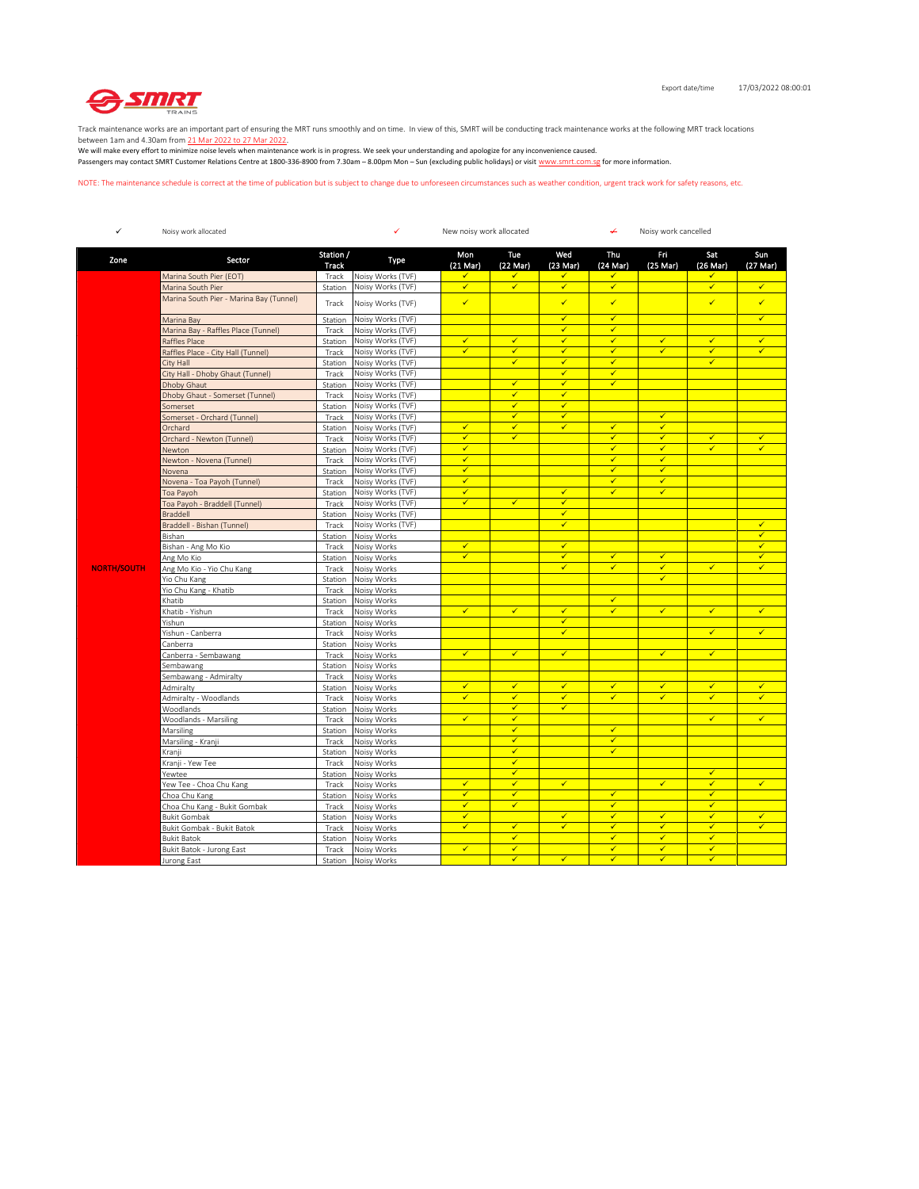Export date/time 17/03/2022 08:00:01

Track maintenance works are an important part of ensuring the MRT runs smoothly and on time. In view of this, SMRT will be conducting track maintenance works at the following MRT track locations between 1am and 4.30am from 21 Mar 2022 to 27 Mar 2022.
We will make every effort to minimize noise levels when maintenance work is in progress. We seek your understanding and apologize for any inconvenience caused.
Passengers may contact SMRT Customer Relations Centre at 1800-336-8900 from 7.30am – 8.00pm Mon – Sun (excluding public holidays) or visit www.smrt.com.sg for more information.

NOTE: The maintenance schedule is correct at the time of publication but is subject to change due to unforeseen circumstances such as weather condition, urgent track work for safety reasons, etc.

✓ Noisy work allocated ✓ New noisy work allocated ✓ Noisy work cancelled

| Zone | Sector | Station / Track | Type | Mon (21 Mar) | Tue (22 Mar) | Wed (23 Mar) | Thu (24 Mar) | Fri (25 Mar) | Sat (26 Mar) | Sun (27 Mar) |
|---|---|---|---|---|---|---|---|---|---|---|
| NORTH/SOUTH | Marina South Pier (EOT) | Track | Noisy Works (TVF) | ✓ | ✓ | ✓ | ✓ | | ✓ | |
| | Marina South Pier | Station | Noisy Works (TVF) | ✓ | ✓ | ✓ | ✓ | | ✓ | ✓ |
| | Marina South Pier - Marina Bay (Tunnel) | Track | Noisy Works (TVF) | ✓ | | ✓ | ✓ | | ✓ | ✓ |
| | Marina Bay | Station | Noisy Works (TVF) | | | ✓ | ✓ | | | ✓ |
| | Marina Bay - Raffles Place (Tunnel) | Track | Noisy Works (TVF) | | | ✓ | ✓ | | | |
| | Raffles Place | Station | Noisy Works (TVF) | ✓ | ✓ | ✓ | ✓ | ✓ | ✓ | ✓ |
| | Raffles Place - City Hall (Tunnel) | Track | Noisy Works (TVF) | ✓ | ✓ | ✓ | ✓ | ✓ | ✓ | ✓ |
| | City Hall | Station | Noisy Works (TVF) | | ✓ | ✓ | ✓ | | ✓ | |
| | City Hall - Dhoby Ghaut (Tunnel) | Track | Noisy Works (TVF) | | | ✓ | ✓ | | | |
| | Dhoby Ghaut | Station | Noisy Works (TVF) | | ✓ | ✓ | ✓ | | | |
| | Dhoby Ghaut - Somerset (Tunnel) | Track | Noisy Works (TVF) | | ✓ | ✓ | | | | |
| | Somerset | Station | Noisy Works (TVF) | | ✓ | ✓ | | | | |
| | Somerset - Orchard (Tunnel) | Track | Noisy Works (TVF) | | ✓ | ✓ | | ✓ | | |
| | Orchard | Station | Noisy Works (TVF) | ✓ | ✓ | ✓ | ✓ | ✓ | | |
| | Orchard - Newton (Tunnel) | Track | Noisy Works (TVF) | ✓ | ✓ | | ✓ | ✓ | ✓ | ✓ |
| | Newton | Station | Noisy Works (TVF) | ✓ | | | ✓ | ✓ | ✓ | ✓ |
| | Newton - Novena (Tunnel) | Track | Noisy Works (TVF) | ✓ | | | ✓ | ✓ | | |
| | Novena | Station | Noisy Works (TVF) | ✓ | | | ✓ | ✓ | | |
| | Novena - Toa Payoh (Tunnel) | Track | Noisy Works (TVF) | ✓ | | | ✓ | ✓ | | |
| | Toa Payoh | Station | Noisy Works (TVF) | ✓ | | ✓ | ✓ | ✓ | | |
| | Toa Payoh - Braddell (Tunnel) | Track | Noisy Works (TVF) | ✓ | ✓ | ✓ | | | | |
| | Braddell | Station | Noisy Works (TVF) | | | ✓ | | | | |
| | Braddell - Bishan (Tunnel) | Track | Noisy Works (TVF) | | | ✓ | | | | ✓ |
| | Bishan | Station | Noisy Works | | | | | | | ✓ |
| | Bishan - Ang Mo Kio | Track | Noisy Works | ✓ | | ✓ | | | | ✓ |
| | Ang Mo Kio | Station | Noisy Works | ✓ | | ✓ | ✓ | ✓ | | ✓ |
| | Ang Mo Kio - Yio Chu Kang | Track | Noisy Works | | | ✓ | ✓ | ✓ | ✓ | ✓ |
| | Yio Chu Kang | Station | Noisy Works | | | | | ✓ | | |
| | Yio Chu Kang - Khatib | Track | Noisy Works | | | | | | | |
| | Khatib | Station | Noisy Works | | | | ✓ | | | |
| | Khatib - Yishun | Track | Noisy Works | ✓ | ✓ | ✓ | ✓ | ✓ | ✓ | ✓ |
| | Yishun | Station | Noisy Works | | | ✓ | | | | |
| | Yishun - Canberra | Track | Noisy Works | | | ✓ | | | ✓ | ✓ |
| | Canberra | Station | Noisy Works | | | | | | | |
| | Canberra - Sembawang | Track | Noisy Works | ✓ | ✓ | ✓ | | ✓ | ✓ | |
| | Sembawang | Station | Noisy Works | | | | | | | |
| | Sembawang - Admiralty | Track | Noisy Works | | | | | | | |
| | Admiralty | Station | Noisy Works | ✓ | ✓ | ✓ | ✓ | ✓ | ✓ | ✓ |
| | Admiralty - Woodlands | Track | Noisy Works | ✓ | ✓ | ✓ | ✓ | ✓ | ✓ | ✓ |
| | Woodlands | Station | Noisy Works | | ✓ | ✓ | | | | |
| | Woodlands - Marsiling | Track | Noisy Works | ✓ | ✓ | | | | ✓ | ✓ |
| | Marsiling | Station | Noisy Works | | ✓ | | ✓ | | | |
| | Marsiling - Kranji | Track | Noisy Works | | ✓ | | ✓ | | | |
| | Kranji | Station | Noisy Works | | ✓ | | ✓ | | | |
| | Kranji - Yew Tee | Track | Noisy Works | | ✓ | | | | | |
| | Yewtee | Station | Noisy Works | | ✓ | | | | ✓ | |
| | Yew Tee - Choa Chu Kang | Track | Noisy Works | ✓ | ✓ | ✓ | | ✓ | ✓ | ✓ |
| | Choa Chu Kang | Station | Noisy Works | ✓ | ✓ | | ✓ | | ✓ | |
| | Choa Chu Kang - Bukit Gombak | Track | Noisy Works | ✓ | ✓ | | ✓ | | ✓ | |
| | Bukit Gombak | Station | Noisy Works | ✓ | | ✓ | ✓ | ✓ | ✓ | ✓ |
| | Bukit Gombak - Bukit Batok | Track | Noisy Works | ✓ | ✓ | ✓ | ✓ | ✓ | ✓ | ✓ |
| | Bukit Batok | Station | Noisy Works | | ✓ | | ✓ | ✓ | ✓ | |
| | Bukit Batok - Jurong East | Track | Noisy Works | ✓ | ✓ | | ✓ | ✓ | ✓ | |
| | Jurong East | Station | Noisy Works | | ✓ | ✓ | ✓ | ✓ | ✓ | |